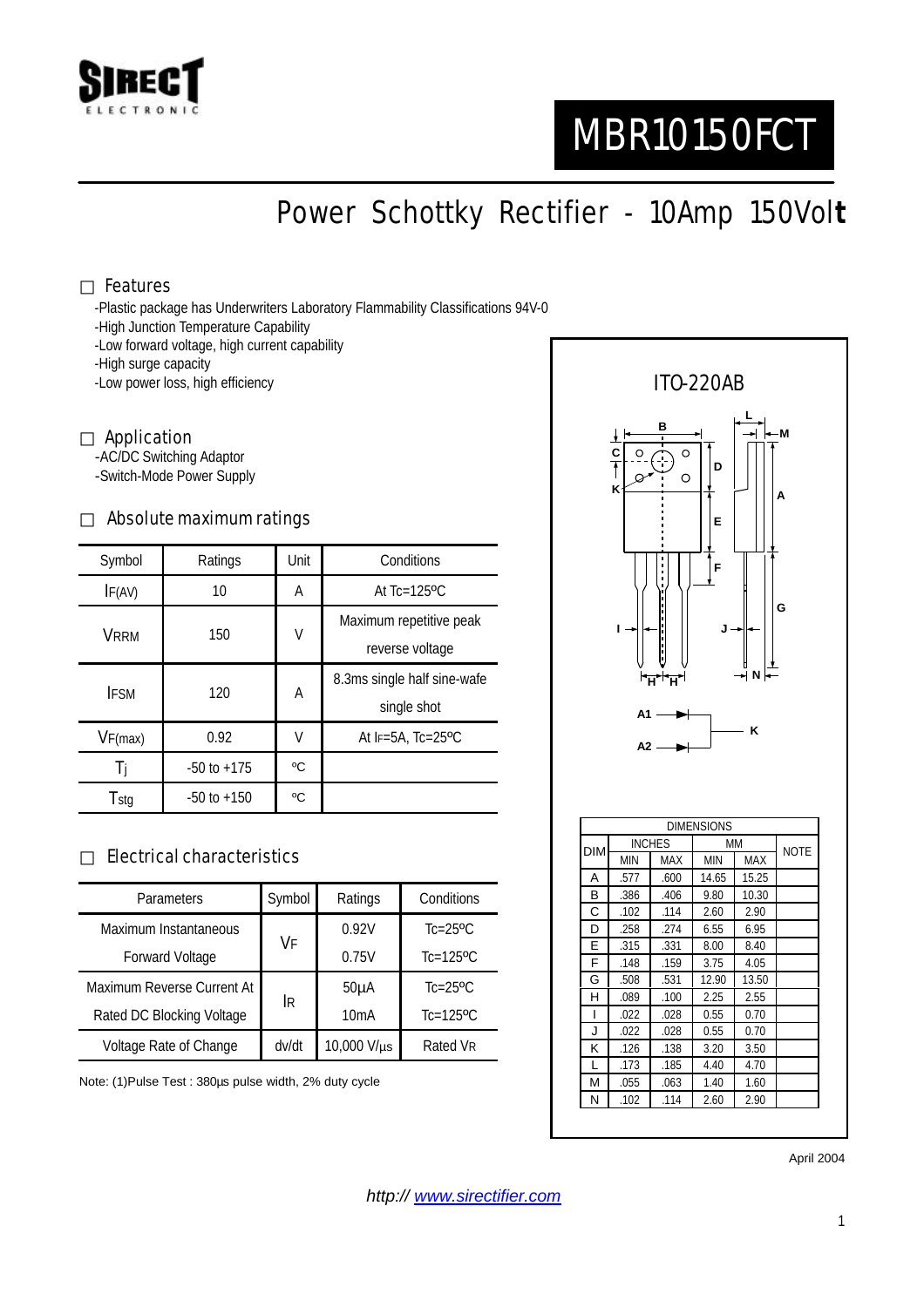SIRECT ELECTRONIC

# MBR10150FCT

## Power Schottky Rectifier - 10Amp 150Volt

### Features

- -Plastic package has Underwriters Laboratory Flammability Classifications 94V-0
- -High Junction Temperature Capability
- -Low forward voltage, high current capability
- -High surge capacity
- -Low power loss, high efficiency

### Application

- -AC/DC Switching Adaptor
- -Switch-Mode Power Supply

### Absolute maximum ratings

| Symbol | Ratings | Unit | Conditions |
|---|---|---|---|
| $I_{F(AV)}$ | 10 | A | At Tc=125ºC |
| $V_{RRM}$ | 150 | V | Maximum repetitive peak reverse voltage |
| $I_{FSM}$ | 120 | A | 8.3ms single half sine-wafe single shot |
| $V_{F(max)}$ | 0.92 | V | At $I_F$=5A, Tc=25ºC |
| $T_j$ | -50 to +175 | ºC | |
| $T_{stg}$ | -50 to +150 | ºC | |

### Electrical characteristics

| Parameters | Symbol | Ratings | Conditions |
|---|---|---|---|
| Maximum Instantaneous Forward Voltage | $V_F$ | 0.92V | Tc=25ºC |
| | | 0.75V | Tc=125ºC |
| Maximum Reverse Current At Rated DC Blocking Voltage | $I_R$ | 50µA | Tc=25ºC |
| | | 10mA | Tc=125ºC |
| Voltage Rate of Change | dv/dt | 10,000 V/µs | Rated $V_R$ |

Note: (1)Pulse Test : 380µs pulse width, 2% duty cycle

ITO-220AB

| DIM | INCHES | | MM | | NOTE |
|---|---|---|---|---|---|
| | MIN | MAX | MIN | MAX | |
| A | .577 | .600 | 14.65 | 15.25 | |
| B | .386 | .406 | 9.80 | 10.30 | |
| C | .102 | .114 | 2.60 | 2.90 | |
| D | .258 | .274 | 6.55 | 6.95 | |
| E | .315 | .331 | 8.00 | 8.40 | |
| F | .148 | .159 | 3.75 | 4.05 | |
| G | .508 | .531 | 12.90 | 13.50 | |
| H | .089 | .100 | 2.25 | 2.55 | |
| I | .022 | .028 | 0.55 | 0.70 | |
| J | .022 | .028 | 0.55 | 0.70 | |
| K | .126 | .138 | 3.20 | 3.50 | |
| L | .173 | .185 | 4.40 | 4.70 | |
| M | .055 | .063 | 1.40 | 1.60 | |
| N | .102 | .114 | 2.60 | 2.90 | |

April 2004

*http:// www.sirectifier.com*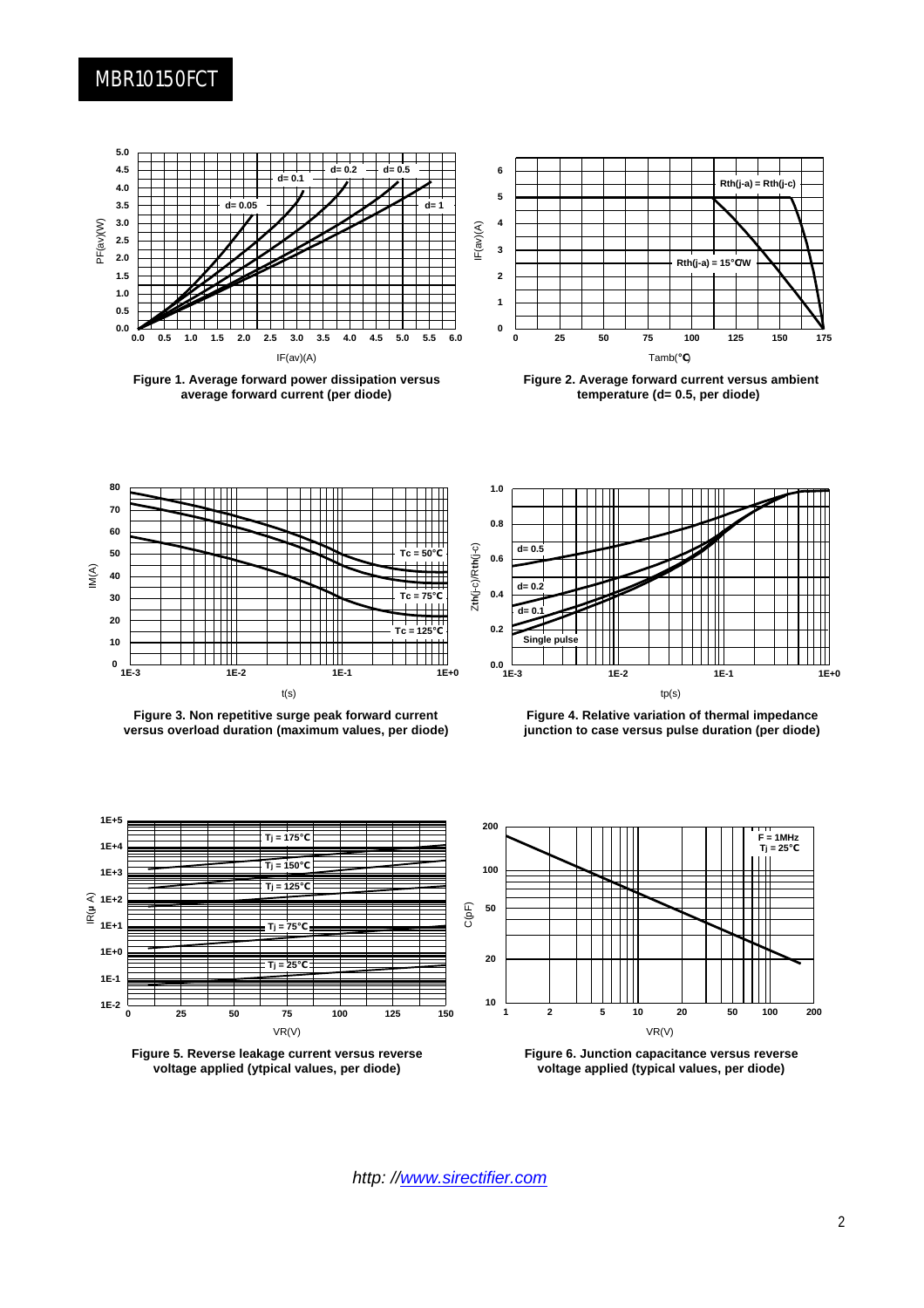Figure 1. Average forward power dissipation versus average forward current (per diode)

Figure 2. Average forward current versus ambient temperature (d= 0.5, per diode)

Figure 3. Non repetitive surge peak forward current versus overload duration (maximum values, per diode)

Figure 4. Relative variation of thermal impedance junction to case versus pulse duration (per diode)

Figure 5. Reverse leakage current versus reverse voltage applied (ytpical values, per diode)

Figure 6. Junction capacitance versus reverse voltage applied (typical values, per diode)

*http: //www.sirectifier.com*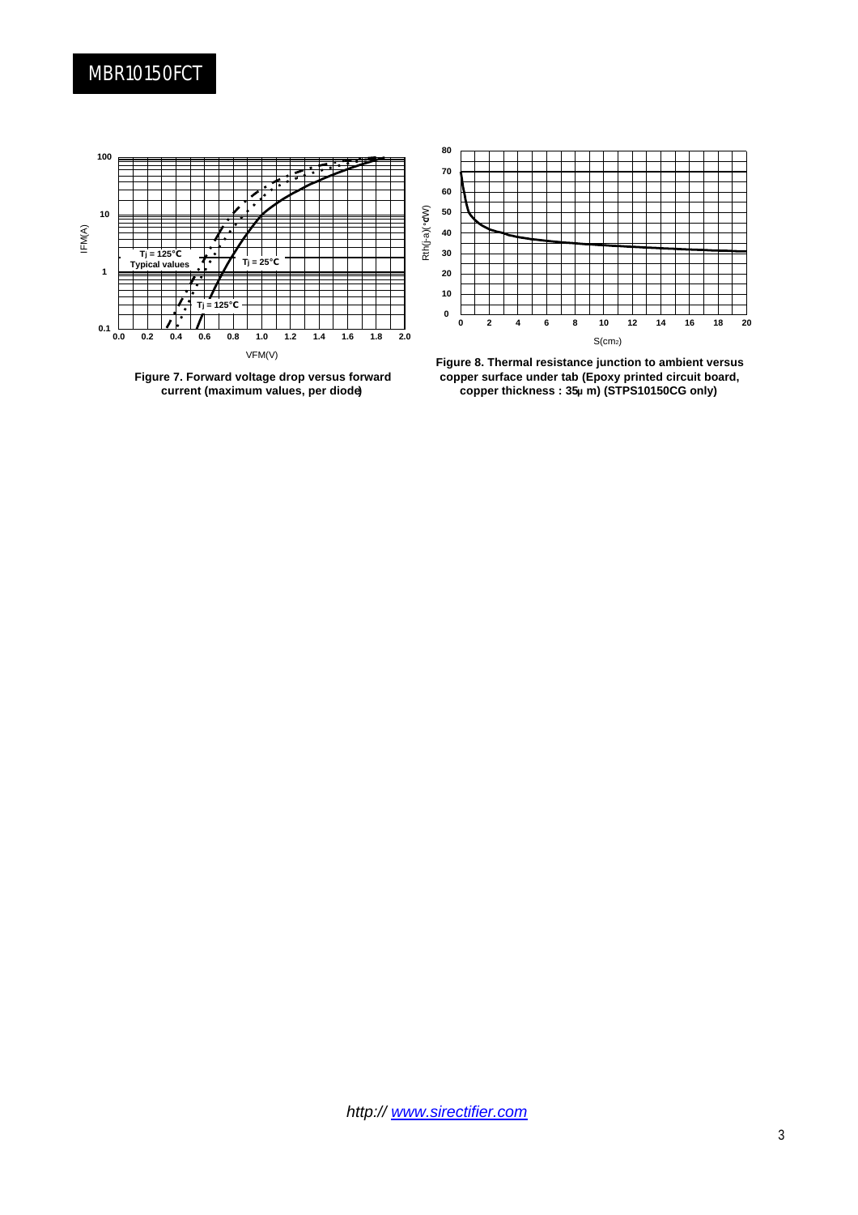100

10

1

0.1

0.0 0.2 0.4 0.6 0.8 1.0 1.2 1.4 1.6 1.8 2.0

IFM(A)

VFM(V)

Tj = 125°C
Typical values

Tj = 25°C

Tj = 125°C

**Figure 7. Forward voltage drop versus forward current (maximum values, per diode)**

80

70

60

50

40

30

20

10

0

0 2 4 6 8 10 12 14 16 18 20

Rth(j-a)(°C/W)

S(cm2)

**Figure 8. Thermal resistance junction to ambient versus copper surface under tab (Epoxy printed circuit board, copper thickness : 35μ m) (STPS10150CG only)**

http:// www.sirectifier.com